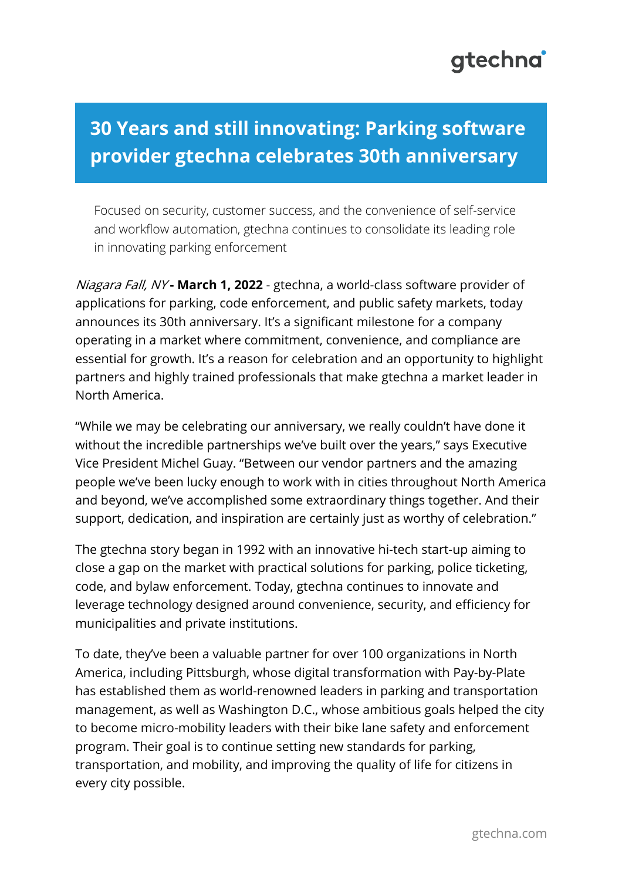gtechna

# 30 Years and still innovating: Parking software provider gtechna celebrates 30th anniversary

Focused on security, customer success, and the convenience of self-service and workflow automation, gtechna continues to consolidate its leading role in innovating parking enforcement

*Niagara Fall, NY* **- March 1, 2022** - gtechna, a world-class software provider of applications for parking, code enforcement, and public safety markets, today announces its 30th anniversary. It's a significant milestone for a company operating in a market where commitment, convenience, and compliance are essential for growth. It's a reason for celebration and an opportunity to highlight partners and highly trained professionals that make gtechna a market leader in North America.

"While we may be celebrating our anniversary, we really couldn't have done it without the incredible partnerships we've built over the years," says Executive Vice President Michel Guay. "Between our vendor partners and the amazing people we've been lucky enough to work with in cities throughout North America and beyond, we've accomplished some extraordinary things together. And their support, dedication, and inspiration are certainly just as worthy of celebration."

The gtechna story began in 1992 with an innovative hi-tech start-up aiming to close a gap on the market with practical solutions for parking, police ticketing, code, and bylaw enforcement. Today, gtechna continues to innovate and leverage technology designed around convenience, security, and efficiency for municipalities and private institutions.

To date, they've been a valuable partner for over 100 organizations in North America, including Pittsburgh, whose digital transformation with Pay-by-Plate has established them as world-renowned leaders in parking and transportation management, as well as Washington D.C., whose ambitious goals helped the city to become micro-mobility leaders with their bike lane safety and enforcement program. Their goal is to continue setting new standards for parking, transportation, and mobility, and improving the quality of life for citizens in every city possible.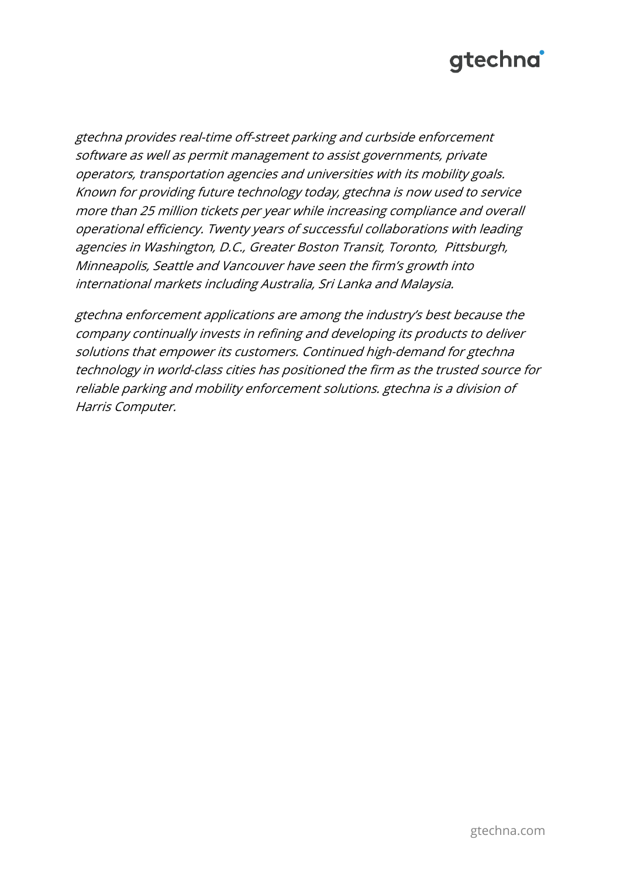*gtechna provides real-time off-street parking and curbside enforcement software as well as permit management to assist governments, private operators, transportation agencies and universities with its mobility goals. Known for providing future technology today, gtechna is now used to service more than 25 million tickets per year while increasing compliance and overall operational efficiency. Twenty years of successful collaborations with leading agencies in Washington, D.C., Greater Boston Transit, Toronto, Pittsburgh, Minneapolis, Seattle and Vancouver have seen the firm's growth into international markets including Australia, Sri Lanka and Malaysia.*

*gtechna enforcement applications are among the industry's best because the company continually invests in refining and developing its products to deliver solutions that empower its customers. Continued high-demand for gtechna technology in world-class cities has positioned the firm as the trusted source for reliable parking and mobility enforcement solutions. gtechna is a division of Harris Computer.*